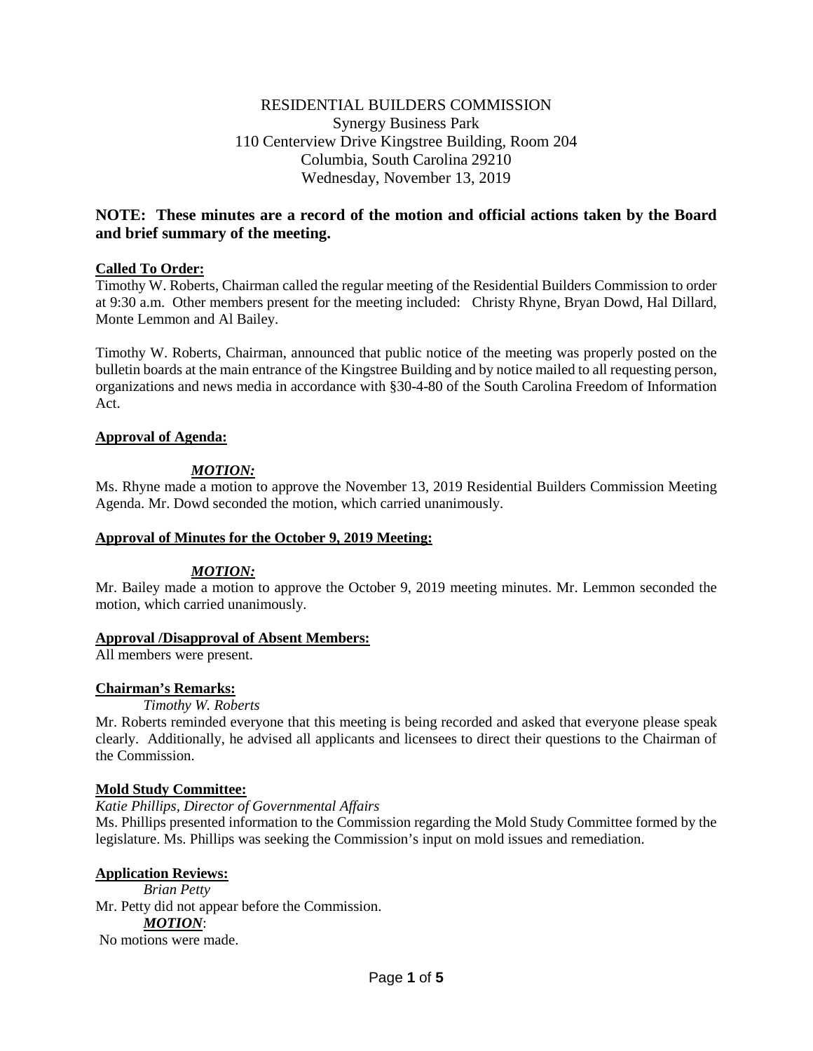RESIDENTIAL BUILDERS COMMISSION
Synergy Business Park
110 Centerview Drive Kingstree Building, Room 204
Columbia, South Carolina 29210
Wednesday, November 13, 2019

**NOTE: These minutes are a record of the motion and official actions taken by the Board and brief summary of the meeting.**

**Called To Order:**

Timothy W. Roberts, Chairman called the regular meeting of the Residential Builders Commission to order at 9:30 a.m. Other members present for the meeting included: Christy Rhyne, Bryan Dowd, Hal Dillard, Monte Lemmon and Al Bailey.

Timothy W. Roberts, Chairman, announced that public notice of the meeting was properly posted on the bulletin boards at the main entrance of the Kingstree Building and by notice mailed to all requesting person, organizations and news media in accordance with §30-4-80 of the South Carolina Freedom of Information Act.

**Approval of Agenda:**

***MOTION:***

Ms. Rhyne made a motion to approve the November 13, 2019 Residential Builders Commission Meeting Agenda. Mr. Dowd seconded the motion, which carried unanimously.

**Approval of Minutes for the October 9, 2019 Meeting:**

***MOTION:***

Mr. Bailey made a motion to approve the October 9, 2019 meeting minutes. Mr. Lemmon seconded the motion, which carried unanimously.

**Approval /Disapproval of Absent Members:**

All members were present.

**Chairman's Remarks:**

*Timothy W. Roberts*

Mr. Roberts reminded everyone that this meeting is being recorded and asked that everyone please speak clearly. Additionally, he advised all applicants and licensees to direct their questions to the Chairman of the Commission.

**Mold Study Committee:**

*Katie Phillips, Director of Governmental Affairs*

Ms. Phillips presented information to the Commission regarding the Mold Study Committee formed by the legislature. Ms. Phillips was seeking the Commission's input on mold issues and remediation.

**Application Reviews:**

*Brian Petty*

Mr. Petty did not appear before the Commission.

***MOTION***:

No motions were made.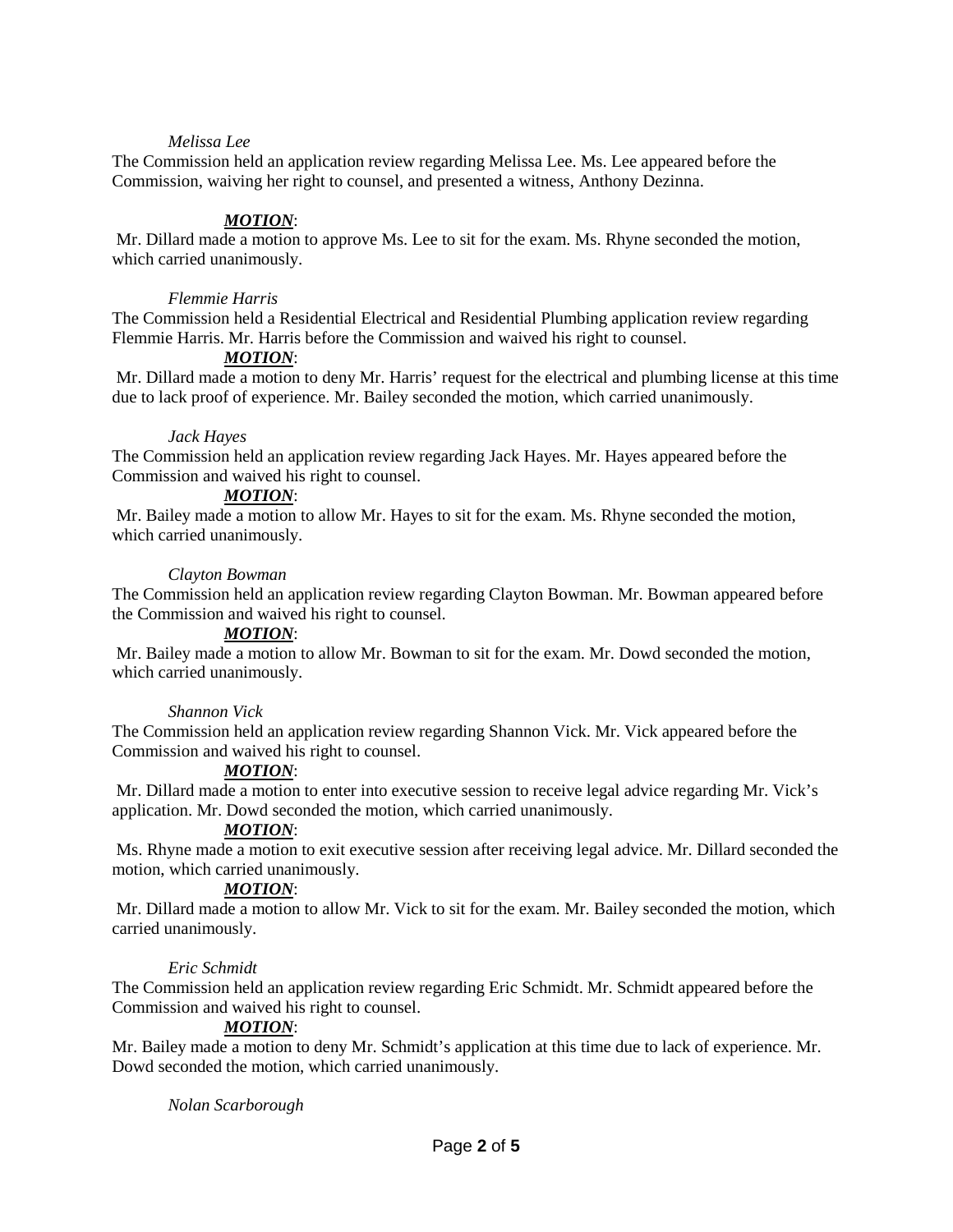*Melissa Lee*

The Commission held an application review regarding Melissa Lee. Ms. Lee appeared before the Commission, waiving her right to counsel, and presented a witness, Anthony Dezinna.

***MOTION***:

Mr. Dillard made a motion to approve Ms. Lee to sit for the exam. Ms. Rhyne seconded the motion, which carried unanimously.

*Flemmie Harris*

The Commission held a Residential Electrical and Residential Plumbing application review regarding Flemmie Harris. Mr. Harris before the Commission and waived his right to counsel.

***MOTION***:

Mr. Dillard made a motion to deny Mr. Harris' request for the electrical and plumbing license at this time due to lack proof of experience. Mr. Bailey seconded the motion, which carried unanimously.

*Jack Hayes*

The Commission held an application review regarding Jack Hayes. Mr. Hayes appeared before the Commission and waived his right to counsel.

***MOTION***:

Mr. Bailey made a motion to allow Mr. Hayes to sit for the exam. Ms. Rhyne seconded the motion, which carried unanimously.

*Clayton Bowman*

The Commission held an application review regarding Clayton Bowman. Mr. Bowman appeared before the Commission and waived his right to counsel.

***MOTION***:

Mr. Bailey made a motion to allow Mr. Bowman to sit for the exam. Mr. Dowd seconded the motion, which carried unanimously.

*Shannon Vick*

The Commission held an application review regarding Shannon Vick. Mr. Vick appeared before the Commission and waived his right to counsel.

***MOTION***:

Mr. Dillard made a motion to enter into executive session to receive legal advice regarding Mr. Vick's application. Mr. Dowd seconded the motion, which carried unanimously.

***MOTION***:

Ms. Rhyne made a motion to exit executive session after receiving legal advice. Mr. Dillard seconded the motion, which carried unanimously.

***MOTION***:

Mr. Dillard made a motion to allow Mr. Vick to sit for the exam. Mr. Bailey seconded the motion, which carried unanimously.

*Eric Schmidt*

The Commission held an application review regarding Eric Schmidt. Mr. Schmidt appeared before the Commission and waived his right to counsel.

***MOTION***:

Mr. Bailey made a motion to deny Mr. Schmidt's application at this time due to lack of experience. Mr. Dowd seconded the motion, which carried unanimously.

*Nolan Scarborough*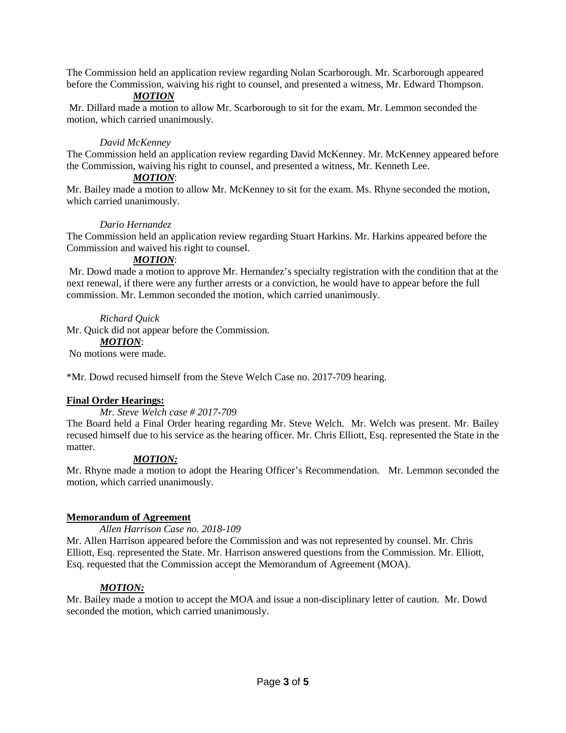The Commission held an application review regarding Nolan Scarborough. Mr. Scarborough appeared before the Commission, waiving his right to counsel, and presented a witness, Mr. Edward Thompson.

***MOTION***

Mr. Dillard made a motion to allow Mr. Scarborough to sit for the exam. Mr. Lemmon seconded the motion, which carried unanimously.

*David McKenney*

The Commission held an application review regarding David McKenney. Mr. McKenney appeared before the Commission, waiving his right to counsel, and presented a witness, Mr. Kenneth Lee.

***MOTION***:

Mr. Bailey made a motion to allow Mr. McKenney to sit for the exam. Ms. Rhyne seconded the motion, which carried unanimously.

*Dario Hernandez*

The Commission held an application review regarding Stuart Harkins. Mr. Harkins appeared before the Commission and waived his right to counsel.

***MOTION***:

Mr. Dowd made a motion to approve Mr. Hernandez's specialty registration with the condition that at the next renewal, if there were any further arrests or a conviction, he would have to appear before the full commission. Mr. Lemmon seconded the motion, which carried unanimously.

*Richard Quick*

Mr. Quick did not appear before the Commission.

***MOTION***:

No motions were made.

*Mr. Dowd recused himself from the Steve Welch Case no. 2017-709 hearing.

**Final Order Hearings:**

*Mr. Steve Welch case # 2017-709*

The Board held a Final Order hearing regarding Mr. Steve Welch. Mr. Welch was present. Mr. Bailey recused himself due to his service as the hearing officer. Mr. Chris Elliott, Esq. represented the State in the matter.

***MOTION:***

Mr. Rhyne made a motion to adopt the Hearing Officer's Recommendation. Mr. Lemmon seconded the motion, which carried unanimously.

**Memorandum of Agreement**

*Allen Harrison Case no. 2018-109*

Mr. Allen Harrison appeared before the Commission and was not represented by counsel. Mr. Chris Elliott, Esq. represented the State. Mr. Harrison answered questions from the Commission. Mr. Elliott, Esq. requested that the Commission accept the Memorandum of Agreement (MOA).

***MOTION:***

Mr. Bailey made a motion to accept the MOA and issue a non-disciplinary letter of caution. Mr. Dowd seconded the motion, which carried unanimously.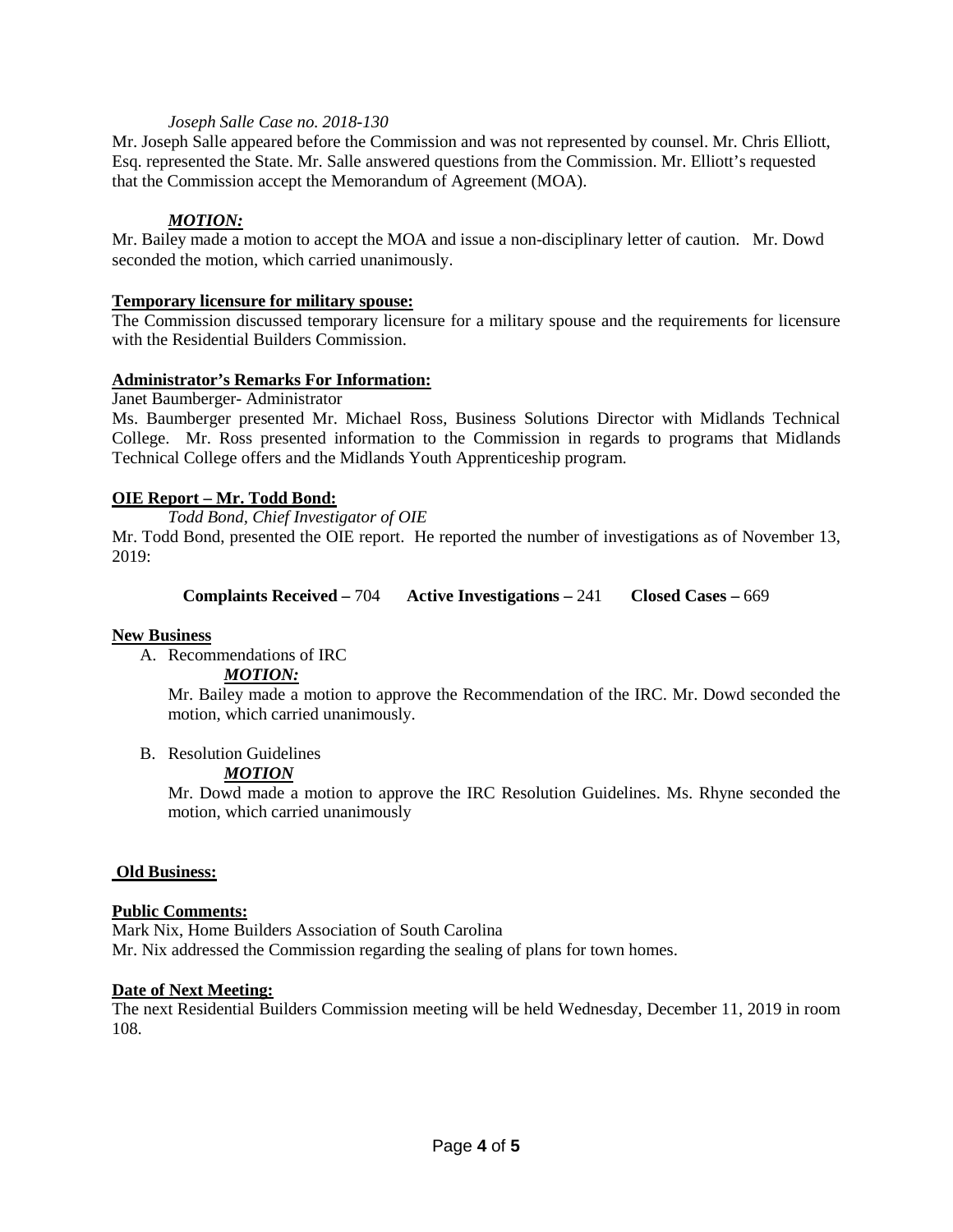*Joseph Salle Case no. 2018-130*

Mr. Joseph Salle appeared before the Commission and was not represented by counsel. Mr. Chris Elliott, Esq. represented the State. Mr. Salle answered questions from the Commission. Mr. Elliott's requested that the Commission accept the Memorandum of Agreement (MOA).

***MOTION:***

Mr. Bailey made a motion to accept the MOA and issue a non-disciplinary letter of caution. Mr. Dowd seconded the motion, which carried unanimously.

**Temporary licensure for military spouse:**

The Commission discussed temporary licensure for a military spouse and the requirements for licensure with the Residential Builders Commission.

**Administrator's Remarks For Information:**

Janet Baumberger- Administrator

Ms. Baumberger presented Mr. Michael Ross, Business Solutions Director with Midlands Technical College. Mr. Ross presented information to the Commission in regards to programs that Midlands Technical College offers and the Midlands Youth Apprenticeship program.

**OIE Report – Mr. Todd Bond:**

*Todd Bond, Chief Investigator of OIE*

Mr. Todd Bond, presented the OIE report. He reported the number of investigations as of November 13, 2019:

**Complaints Received –** 704 **Active Investigations –** 241 **Closed Cases –** 669

**New Business**

A. Recommendations of IRC

***MOTION:***

Mr. Bailey made a motion to approve the Recommendation of the IRC. Mr. Dowd seconded the motion, which carried unanimously.

B. Resolution Guidelines

***MOTION***

Mr. Dowd made a motion to approve the IRC Resolution Guidelines. Ms. Rhyne seconded the motion, which carried unanimously

**Old Business:**

**Public Comments:**

Mark Nix, Home Builders Association of South Carolina

Mr. Nix addressed the Commission regarding the sealing of plans for town homes.

**Date of Next Meeting:**

The next Residential Builders Commission meeting will be held Wednesday, December 11, 2019 in room 108.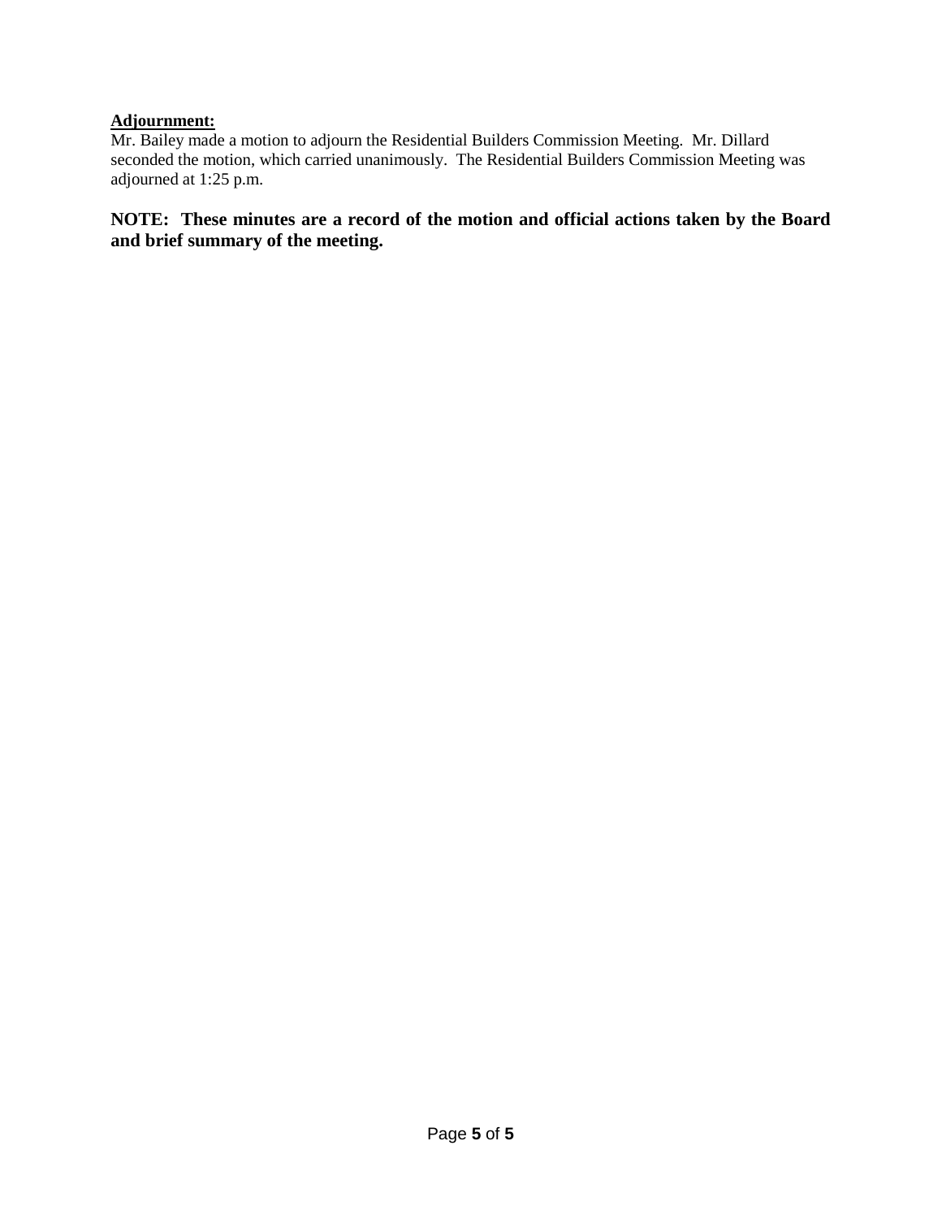**Adjournment:**

Mr. Bailey made a motion to adjourn the Residential Builders Commission Meeting. Mr. Dillard seconded the motion, which carried unanimously. The Residential Builders Commission Meeting was adjourned at 1:25 p.m.

**NOTE: These minutes are a record of the motion and official actions taken by the Board and brief summary of the meeting.**